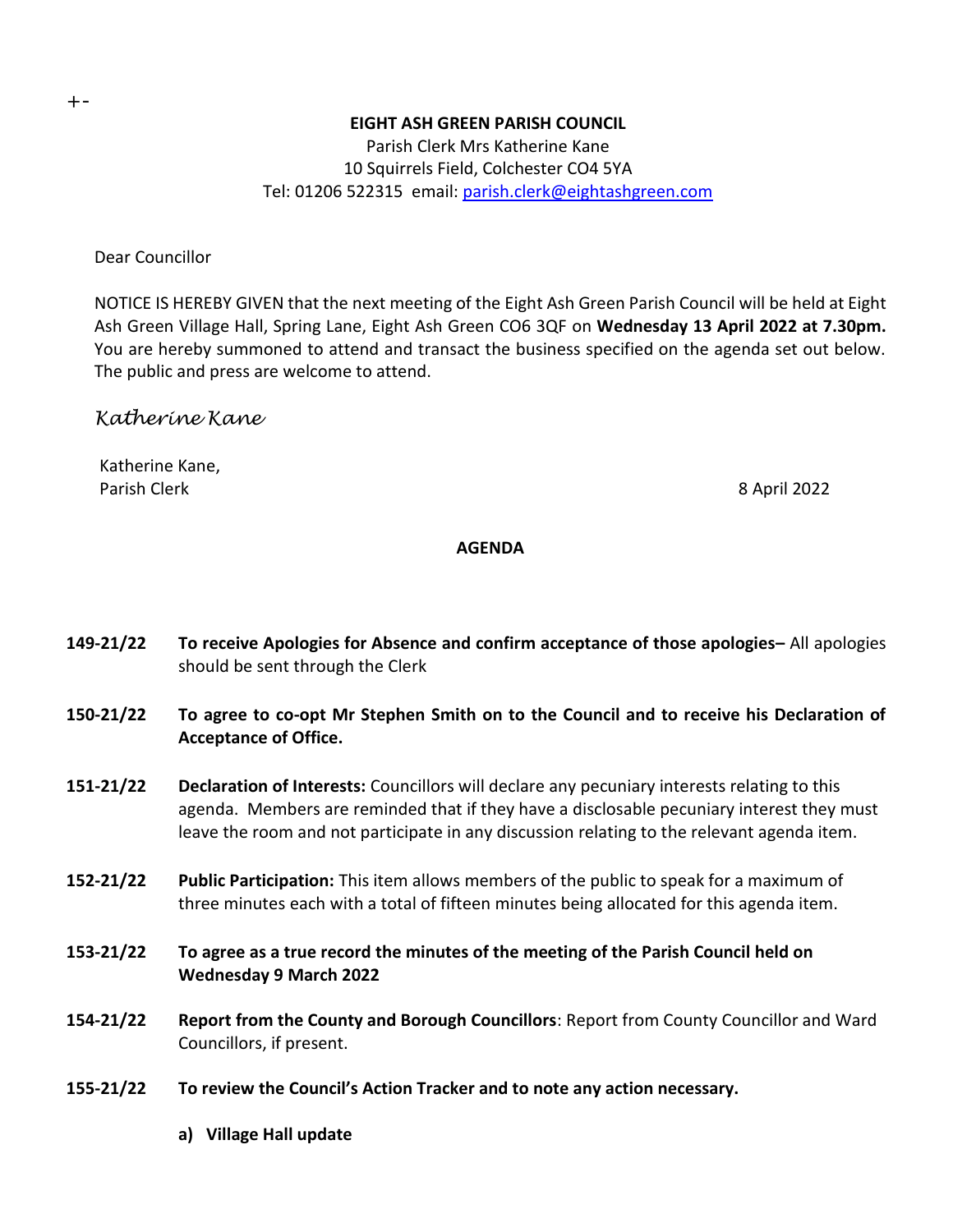+-

**EIGHT ASH GREEN PARISH COUNCIL**

Parish Clerk Mrs Katherine Kane
10 Squirrels Field, Colchester CO4 5YA
Tel: 01206 522315 email: parish.clerk@eightashgreen.com

Dear Councillor

NOTICE IS HEREBY GIVEN that the next meeting of the Eight Ash Green Parish Council will be held at Eight Ash Green Village Hall, Spring Lane, Eight Ash Green CO6 3QF on **Wednesday 13 April 2022 at 7.30pm.** You are hereby summoned to attend and transact the business specified on the agenda set out below. The public and press are welcome to attend.

*Katherine Kane*

Katherine Kane,
Parish Clerk

8 April 2022

**AGENDA**

**149-21/22** **To receive Apologies for Absence and confirm acceptance of those apologies–** All apologies should be sent through the Clerk

**150-21/22** **To agree to co-opt Mr Stephen Smith on to the Council and to receive his Declaration of Acceptance of Office.**

**151-21/22** **Declaration of Interests:** Councillors will declare any pecuniary interests relating to this agenda. Members are reminded that if they have a disclosable pecuniary interest they must leave the room and not participate in any discussion relating to the relevant agenda item.

**152-21/22** **Public Participation:** This item allows members of the public to speak for a maximum of three minutes each with a total of fifteen minutes being allocated for this agenda item.

**153-21/22** **To agree as a true record the minutes of the meeting of the Parish Council held on Wednesday 9 March 2022**

**154-21/22** **Report from the County and Borough Councillors**: Report from County Councillor and Ward Councillors, if present.

**155-21/22** **To review the Council's Action Tracker and to note any action necessary.**

**a) Village Hall update**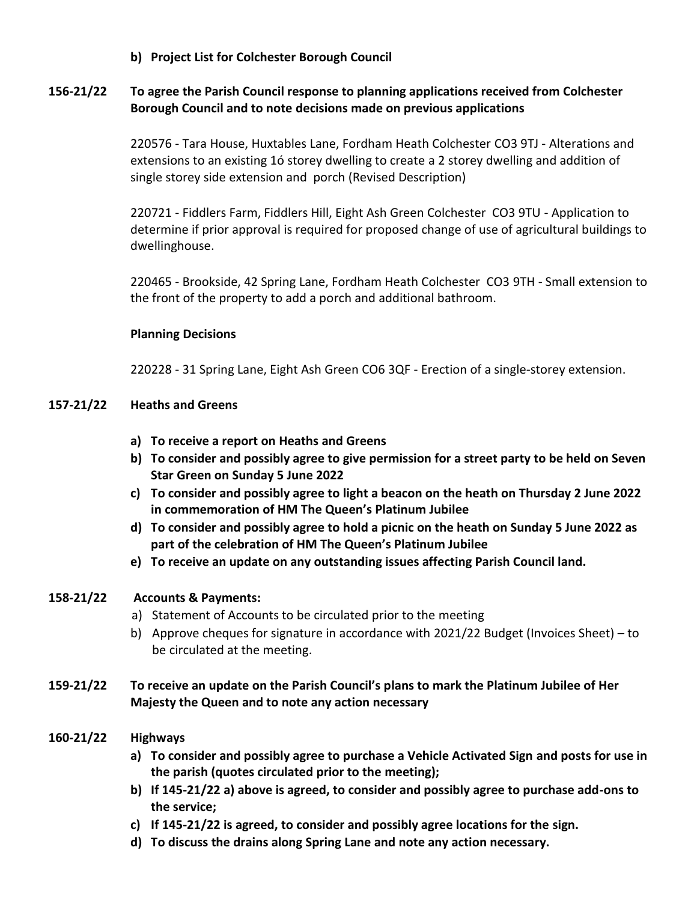**b) Project List for Colchester Borough Council**

**156-21/22 To agree the Parish Council response to planning applications received from Colchester Borough Council and to note decisions made on previous applications**

220576 - Tara House, Huxtables Lane, Fordham Heath Colchester CO3 9TJ - Alterations and extensions to an existing 1ó storey dwelling to create a 2 storey dwelling and addition of single storey side extension and porch (Revised Description)

220721 - Fiddlers Farm, Fiddlers Hill, Eight Ash Green Colchester CO3 9TU - Application to determine if prior approval is required for proposed change of use of agricultural buildings to dwellinghouse.

220465 - Brookside, 42 Spring Lane, Fordham Heath Colchester CO3 9TH - Small extension to the front of the property to add a porch and additional bathroom.

**Planning Decisions**

220228 - 31 Spring Lane, Eight Ash Green CO6 3QF - Erection of a single-storey extension.

**157-21/22 Heaths and Greens**

a) **To receive a report on Heaths and Greens**
b) **To consider and possibly agree to give permission for a street party to be held on Seven Star Green on Sunday 5 June 2022**
c) **To consider and possibly agree to light a beacon on the heath on Thursday 2 June 2022 in commemoration of HM The Queen's Platinum Jubilee**
d) **To consider and possibly agree to hold a picnic on the heath on Sunday 5 June 2022 as part of the celebration of HM The Queen's Platinum Jubilee**
e) **To receive an update on any outstanding issues affecting Parish Council land.**

**158-21/22 Accounts & Payments:**

a) Statement of Accounts to be circulated prior to the meeting
b) Approve cheques for signature in accordance with 2021/22 Budget (Invoices Sheet) – to be circulated at the meeting.

**159-21/22 To receive an update on the Parish Council's plans to mark the Platinum Jubilee of Her Majesty the Queen and to note any action necessary**

**160-21/22 Highways**

a) **To consider and possibly agree to purchase a Vehicle Activated Sign and posts for use in the parish (quotes circulated prior to the meeting);**
b) **If 145-21/22 a) above is agreed, to consider and possibly agree to purchase add-ons to the service;**
c) **If 145-21/22 is agreed, to consider and possibly agree locations for the sign.**
d) **To discuss the drains along Spring Lane and note any action necessary.**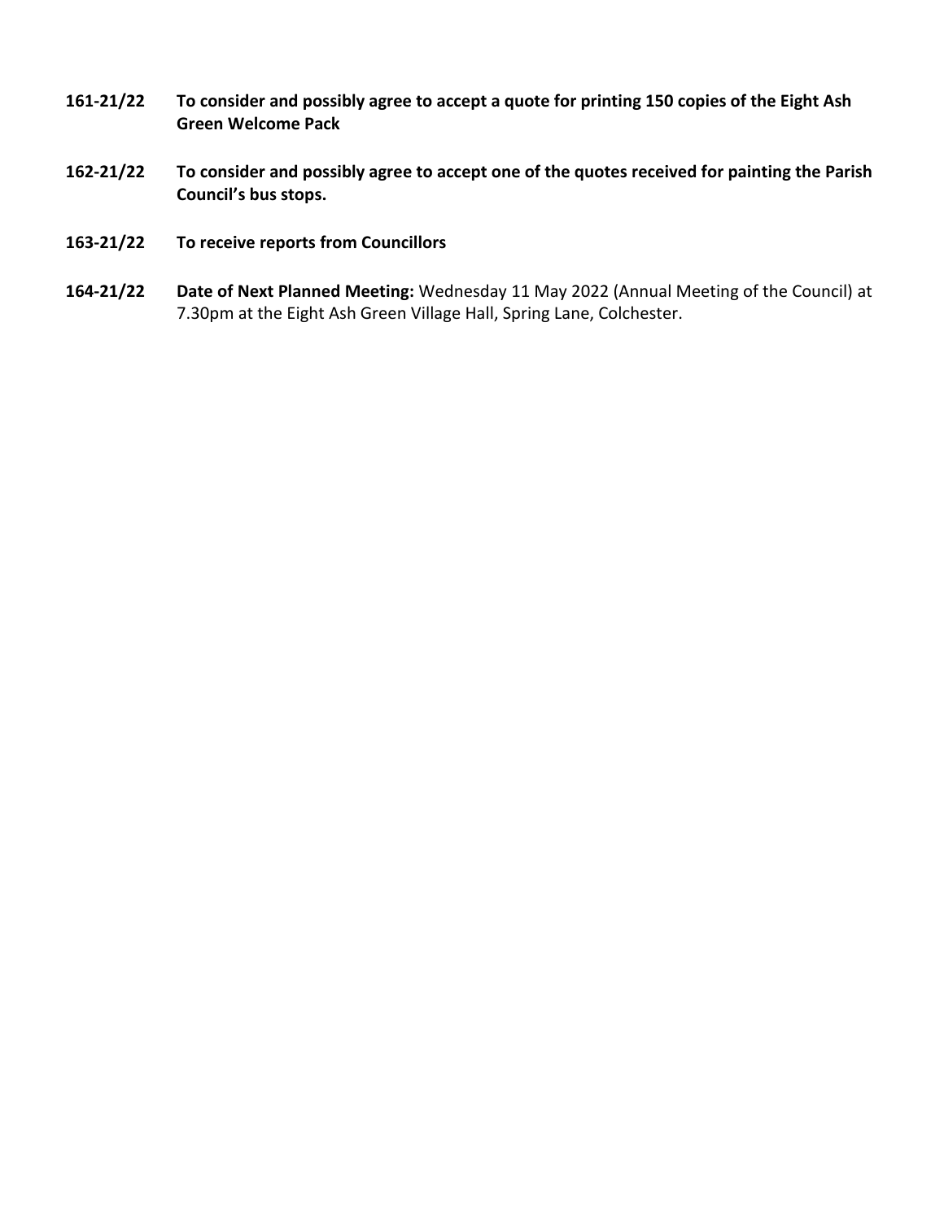**161-21/22** **To consider and possibly agree to accept a quote for printing 150 copies of the Eight Ash Green Welcome Pack**

**162-21/22** **To consider and possibly agree to accept one of the quotes received for painting the Parish Council's bus stops.**

**163-21/22** **To receive reports from Councillors**

**164-21/22** **Date of Next Planned Meeting:** Wednesday 11 May 2022 (Annual Meeting of the Council) at 7.30pm at the Eight Ash Green Village Hall, Spring Lane, Colchester.